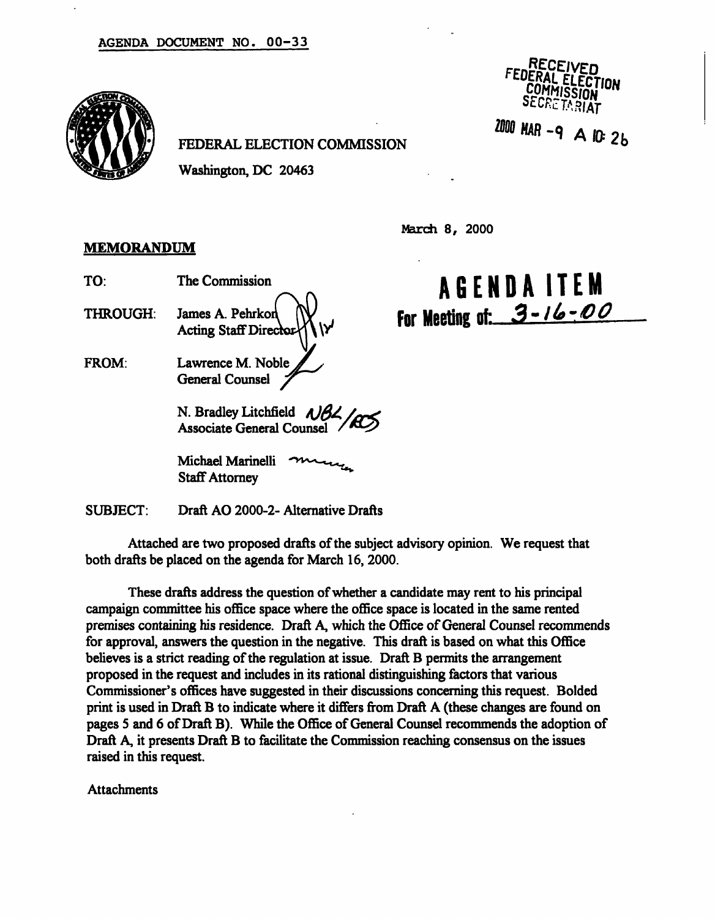AGENDA DOCUMENT NO. 00-33

RECEIVED
FEDERAL ELECTION COMMISSION
SECRETARIAT

2000 MAR -9 A 10: 26

FEDERAL ELECTION COMMISSION

Washington, DC 20463

March 8, 2000

**AGENDA ITEM**
**For Meeting of: 3-16-00**

**MEMORANDUM**

TO: The Commission

THROUGH: James A. Pehrkon
Acting Staff Director

FROM: Lawrence M. Noble
General Counsel

N. Bradley Litchfield
Associate General Counsel

Michael Marinelli
Staff Attorney

SUBJECT: Draft AO 2000-2- Alternative Drafts

Attached are two proposed drafts of the subject advisory opinion. We request that both drafts be placed on the agenda for March 16, 2000.

These drafts address the question of whether a candidate may rent to his principal campaign committee his office space where the office space is located in the same rented premises containing his residence. Draft A, which the Office of General Counsel recommends for approval, answers the question in the negative. This draft is based on what this Office believes is a strict reading of the regulation at issue. Draft B permits the arrangement proposed in the request and includes in its rational distinguishing factors that various Commissioner's offices have suggested in their discussions concerning this request. Bolded print is used in Draft B to indicate where it differs from Draft A (these changes are found on pages 5 and 6 of Draft B). While the Office of General Counsel recommends the adoption of Draft A, it presents Draft B to facilitate the Commission reaching consensus on the issues raised in this request.

Attachments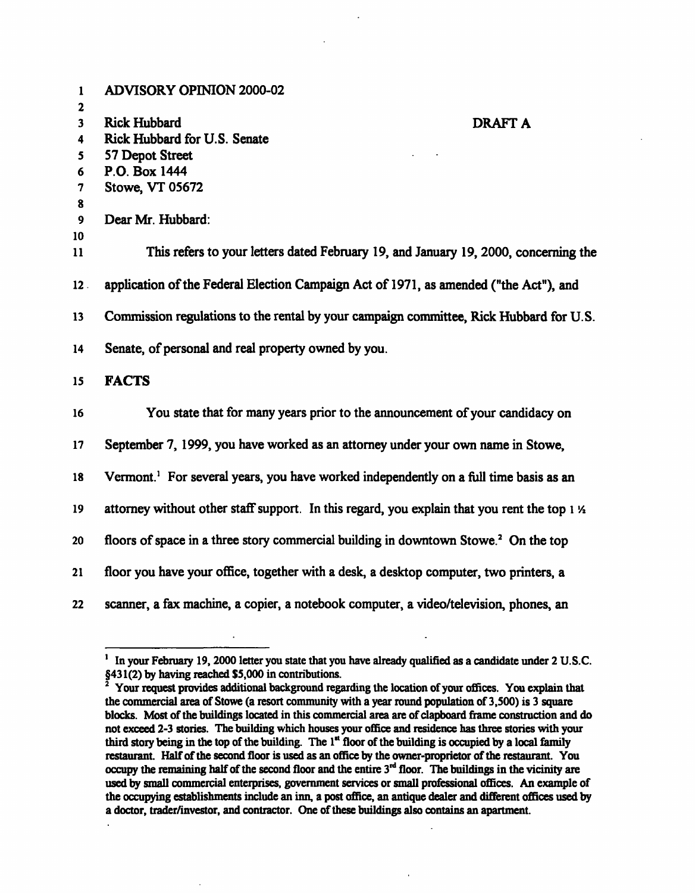ADVISORY OPINION 2000-02

Rick Hubbard
Rick Hubbard for U.S. Senate
57 Depot Street
P.O. Box 1444
Stowe, VT 05672

DRAFT A

Dear Mr. Hubbard:

This refers to your letters dated February 19, and January 19, 2000, concerning the application of the Federal Election Campaign Act of 1971, as amended ("the Act"), and Commission regulations to the rental by your campaign committee, Rick Hubbard for U.S. Senate, of personal and real property owned by you.

**FACTS**

You state that for many years prior to the announcement of your candidacy on September 7, 1999, you have worked as an attorney under your own name in Stowe, Vermont.[1] For several years, you have worked independently on a full time basis as an attorney without other staff support. In this regard, you explain that you rent the top 1 ½ floors of space in a three story commercial building in downtown Stowe.[2] On the top floor you have your office, together with a desk, a desktop computer, two printers, a scanner, a fax machine, a copier, a notebook computer, a video/television, phones, an

---

[1] In your February 19, 2000 letter you state that you have already qualified as a candidate under 2 U.S.C. §431(2) by having reached $5,000 in contributions.

[2] Your request provides additional background regarding the location of your offices. You explain that the commercial area of Stowe (a resort community with a year round population of 3,500) is 3 square blocks. Most of the buildings located in this commercial area are of clapboard frame construction and do not exceed 2-3 stories. The building which houses your office and residence has three stories with your third story being in the top of the building. The 1st floor of the building is occupied by a local family restaurant. Half of the second floor is used as an office by the owner-proprietor of the restaurant. You occupy the remaining half of the second floor and the entire 3rd floor. The buildings in the vicinity are used by small commercial enterprises, government services or small professional offices. An example of the occupying establishments include an inn, a post office, an antique dealer and different offices used by a doctor, trader/investor, and contractor. One of these buildings also contains an apartment.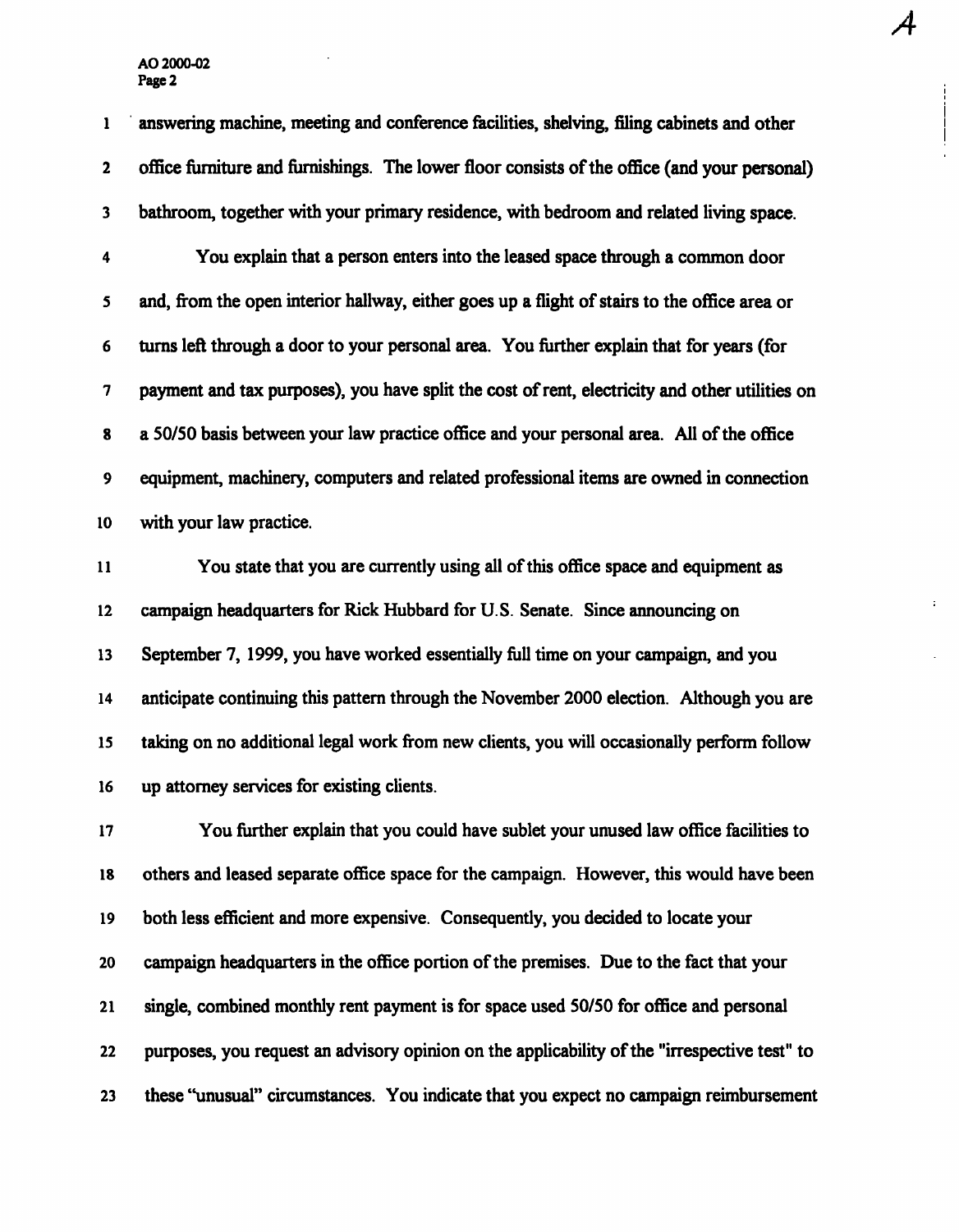answering machine, meeting and conference facilities, shelving, filing cabinets and other office furniture and furnishings. The lower floor consists of the office (and your personal) bathroom, together with your primary residence, with bedroom and related living space.

You explain that a person enters into the leased space through a common door and, from the open interior hallway, either goes up a flight of stairs to the office area or turns left through a door to your personal area. You further explain that for years (for payment and tax purposes), you have split the cost of rent, electricity and other utilities on a 50/50 basis between your law practice office and your personal area. All of the office equipment, machinery, computers and related professional items are owned in connection with your law practice.

You state that you are currently using all of this office space and equipment as campaign headquarters for Rick Hubbard for U.S. Senate. Since announcing on September 7, 1999, you have worked essentially full time on your campaign, and you anticipate continuing this pattern through the November 2000 election. Although you are taking on no additional legal work from new clients, you will occasionally perform follow up attorney services for existing clients.

You further explain that you could have sublet your unused law office facilities to others and leased separate office space for the campaign. However, this would have been both less efficient and more expensive. Consequently, you decided to locate your campaign headquarters in the office portion of the premises. Due to the fact that your single, combined monthly rent payment is for space used 50/50 for office and personal purposes, you request an advisory opinion on the applicability of the "irrespective test" to these "unusual" circumstances. You indicate that you expect no campaign reimbursement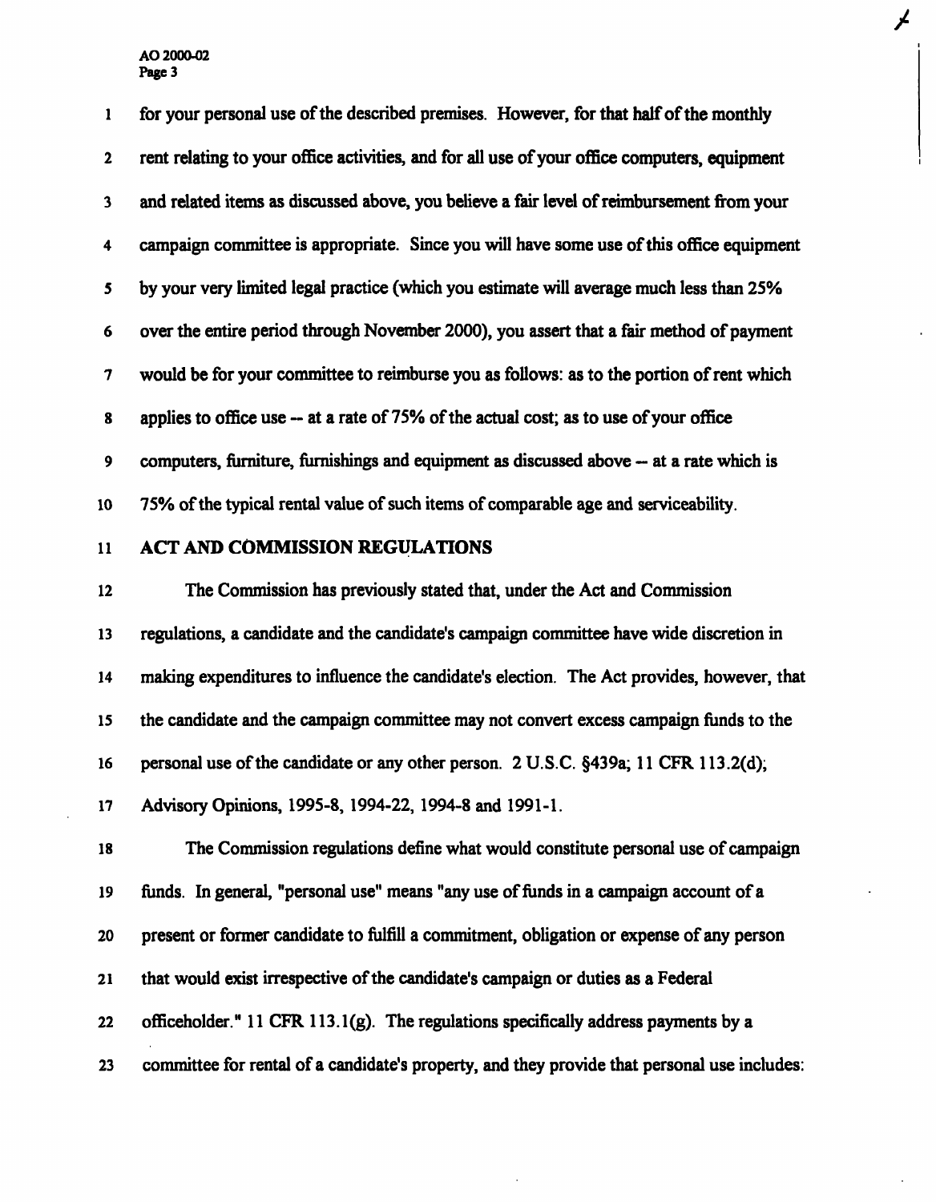for your personal use of the described premises. However, for that half of the monthly rent relating to your office activities, and for all use of your office computers, equipment and related items as discussed above, you believe a fair level of reimbursement from your campaign committee is appropriate. Since you will have some use of this office equipment by your very limited legal practice (which you estimate will average much less than 25% over the entire period through November 2000), you assert that a fair method of payment would be for your committee to reimburse you as follows: as to the portion of rent which applies to office use -- at a rate of 75% of the actual cost; as to use of your office computers, furniture, furnishings and equipment as discussed above -- at a rate which is 75% of the typical rental value of such items of comparable age and serviceability.

## ACT AND COMMISSION REGULATIONS

The Commission has previously stated that, under the Act and Commission regulations, a candidate and the candidate's campaign committee have wide discretion in making expenditures to influence the candidate's election. The Act provides, however, that the candidate and the campaign committee may not convert excess campaign funds to the personal use of the candidate or any other person. 2 U.S.C. §439a; 11 CFR 113.2(d); Advisory Opinions, 1995-8, 1994-22, 1994-8 and 1991-1.

The Commission regulations define what would constitute personal use of campaign funds. In general, "personal use" means "any use of funds in a campaign account of a present or former candidate to fulfill a commitment, obligation or expense of any person that would exist irrespective of the candidate's campaign or duties as a Federal officeholder." 11 CFR 113.1(g). The regulations specifically address payments by a committee for rental of a candidate's property, and they provide that personal use includes: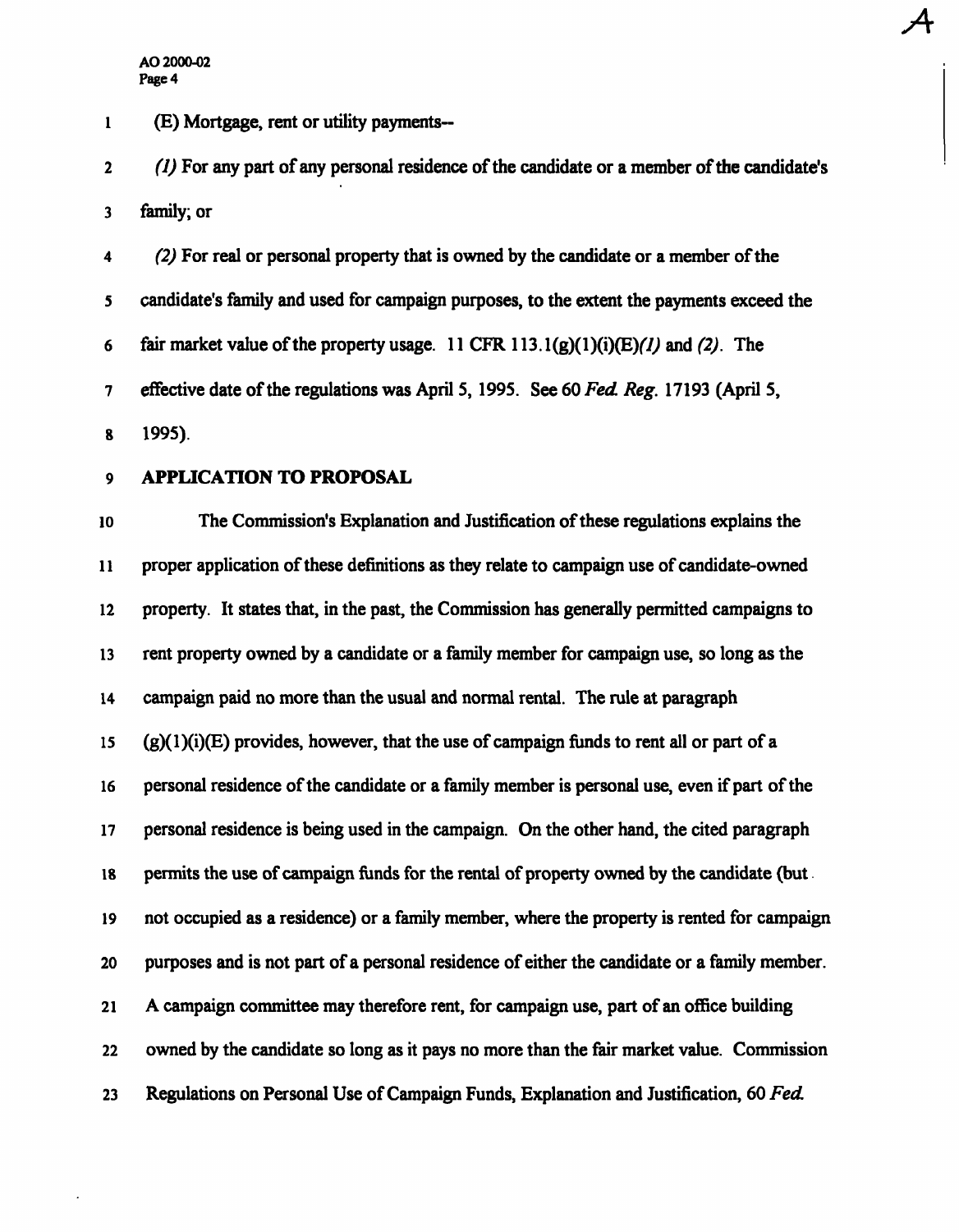(E) Mortgage, rent or utility payments--

*(1)* For any part of any personal residence of the candidate or a member of the candidate's family; or

*(2)* For real or personal property that is owned by the candidate or a member of the candidate's family and used for campaign purposes, to the extent the payments exceed the fair market value of the property usage. 11 CFR 113.1(g)(1)(i)(E)*(1)* and *(2)*. The effective date of the regulations was April 5, 1995. See 60 *Fed. Reg.* 17193 (April 5, 1995).

**APPLICATION TO PROPOSAL**

The Commission's Explanation and Justification of these regulations explains the proper application of these definitions as they relate to campaign use of candidate-owned property. It states that, in the past, the Commission has generally permitted campaigns to rent property owned by a candidate or a family member for campaign use, so long as the campaign paid no more than the usual and normal rental. The rule at paragraph (g)(1)(i)(E) provides, however, that the use of campaign funds to rent all or part of a personal residence of the candidate or a family member is personal use, even if part of the personal residence is being used in the campaign. On the other hand, the cited paragraph permits the use of campaign funds for the rental of property owned by the candidate (but not occupied as a residence) or a family member, where the property is rented for campaign purposes and is not part of a personal residence of either the candidate or a family member. A campaign committee may therefore rent, for campaign use, part of an office building owned by the candidate so long as it pays no more than the fair market value. Commission Regulations on Personal Use of Campaign Funds, Explanation and Justification, 60 *Fed.*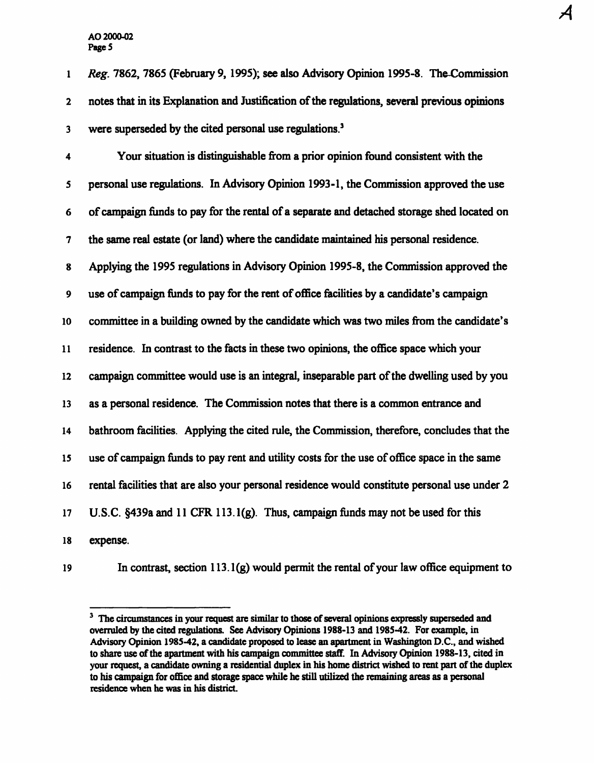*Reg.* 7862, 7865 (February 9, 1995); see also Advisory Opinion 1995-8. The Commission notes that in its Explanation and Justification of the regulations, several previous opinions were superseded by the cited personal use regulations.[3]

Your situation is distinguishable from a prior opinion found consistent with the personal use regulations. In Advisory Opinion 1993-1, the Commission approved the use of campaign funds to pay for the rental of a separate and detached storage shed located on the same real estate (or land) where the candidate maintained his personal residence. Applying the 1995 regulations in Advisory Opinion 1995-8, the Commission approved the use of campaign funds to pay for the rent of office facilities by a candidate's campaign committee in a building owned by the candidate which was two miles from the candidate's residence. In contrast to the facts in these two opinions, the office space which your campaign committee would use is an integral, inseparable part of the dwelling used by you as a personal residence. The Commission notes that there is a common entrance and bathroom facilities. Applying the cited rule, the Commission, therefore, concludes that the use of campaign funds to pay rent and utility costs for the use of office space in the same rental facilities that are also your personal residence would constitute personal use under 2 U.S.C. §439a and 11 CFR 113.1(g). Thus, campaign funds may not be used for this expense.

In contrast, section 113.1(g) would permit the rental of your law office equipment to

---

[3] The circumstances in your request are similar to those of several opinions expressly superseded and overruled by the cited regulations. See Advisory Opinions 1988-13 and 1985-42. For example, in Advisory Opinion 1985-42, a candidate proposed to lease an apartment in Washington D.C., and wished to share use of the apartment with his campaign committee staff. In Advisory Opinion 1988-13, cited in your request, a candidate owning a residential duplex in his home district wished to rent part of the duplex to his campaign for office and storage space while he still utilized the remaining areas as a personal residence when he was in his district.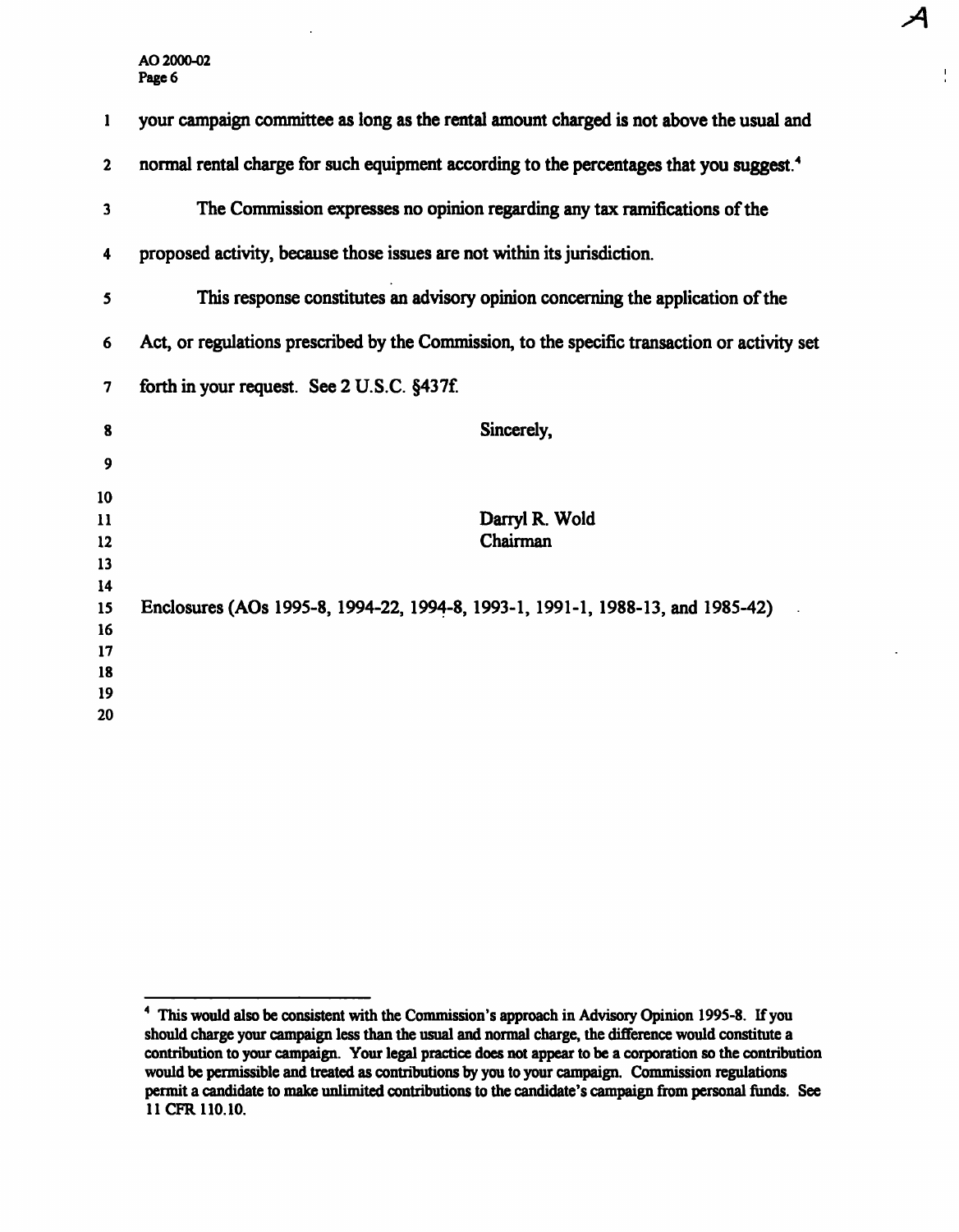your campaign committee as long as the rental amount charged is not above the usual and normal rental charge for such equipment according to the percentages that you suggest.[4]

The Commission expresses no opinion regarding any tax ramifications of the proposed activity, because those issues are not within its jurisdiction.

This response constitutes an advisory opinion concerning the application of the Act, or regulations prescribed by the Commission, to the specific transaction or activity set forth in your request. See 2 U.S.C. §437f.

Sincerely,

Darryl R. Wold
Chairman

Enclosures (AOs 1995-8, 1994-22, 1994-8, 1993-1, 1991-1, 1988-13, and 1985-42)

---

[4] This would also be consistent with the Commission's approach in Advisory Opinion 1995-8. If you should charge your campaign less than the usual and normal charge, the difference would constitute a contribution to your campaign. Your legal practice does not appear to be a corporation so the contribution would be permissible and treated as contributions by you to your campaign. Commission regulations permit a candidate to make unlimited contributions to the candidate's campaign from personal funds. See 11 CFR 110.10.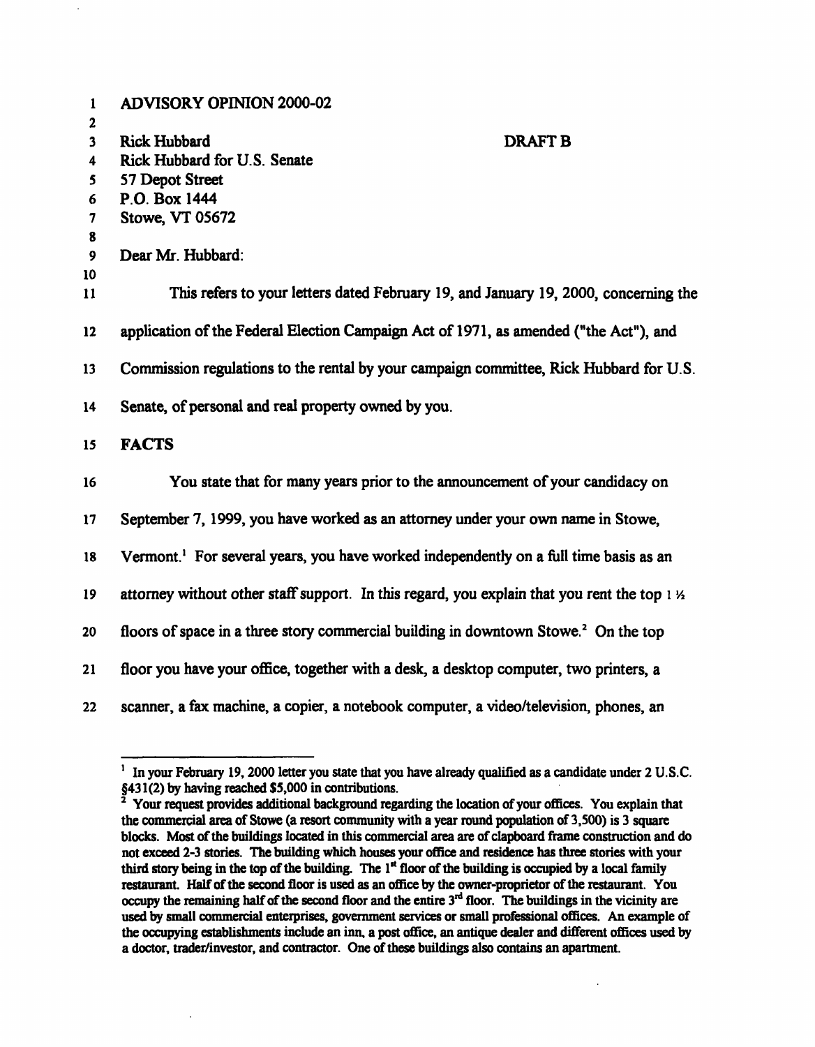ADVISORY OPINION 2000-02

Rick Hubbard
Rick Hubbard for U.S. Senate
57 Depot Street
P.O. Box 1444
Stowe, VT 05672

DRAFT B

Dear Mr. Hubbard:

This refers to your letters dated February 19, and January 19, 2000, concerning the application of the Federal Election Campaign Act of 1971, as amended ("the Act"), and Commission regulations to the rental by your campaign committee, Rick Hubbard for U.S. Senate, of personal and real property owned by you.

**FACTS**

You state that for many years prior to the announcement of your candidacy on September 7, 1999, you have worked as an attorney under your own name in Stowe, Vermont.[1] For several years, you have worked independently on a full time basis as an attorney without other staff support. In this regard, you explain that you rent the top 1 ½ floors of space in a three story commercial building in downtown Stowe.[2] On the top floor you have your office, together with a desk, a desktop computer, two printers, a scanner, a fax machine, a copier, a notebook computer, a video/television, phones, an

---

[1] In your February 19, 2000 letter you state that you have already qualified as a candidate under 2 U.S.C. §431(2) by having reached $5,000 in contributions.

[2] Your request provides additional background regarding the location of your offices. You explain that the commercial area of Stowe (a resort community with a year round population of 3,500) is 3 square blocks. Most of the buildings located in this commercial area are of clapboard frame construction and do not exceed 2-3 stories. The building which houses your office and residence has three stories with your third story being in the top of the building. The 1st floor of the building is occupied by a local family restaurant. Half of the second floor is used as an office by the owner-proprietor of the restaurant. You occupy the remaining half of the second floor and the entire 3rd floor. The buildings in the vicinity are used by small commercial enterprises, government services or small professional offices. An example of the occupying establishments include an inn, a post office, an antique dealer and different offices used by a doctor, trader/investor, and contractor. One of these buildings also contains an apartment.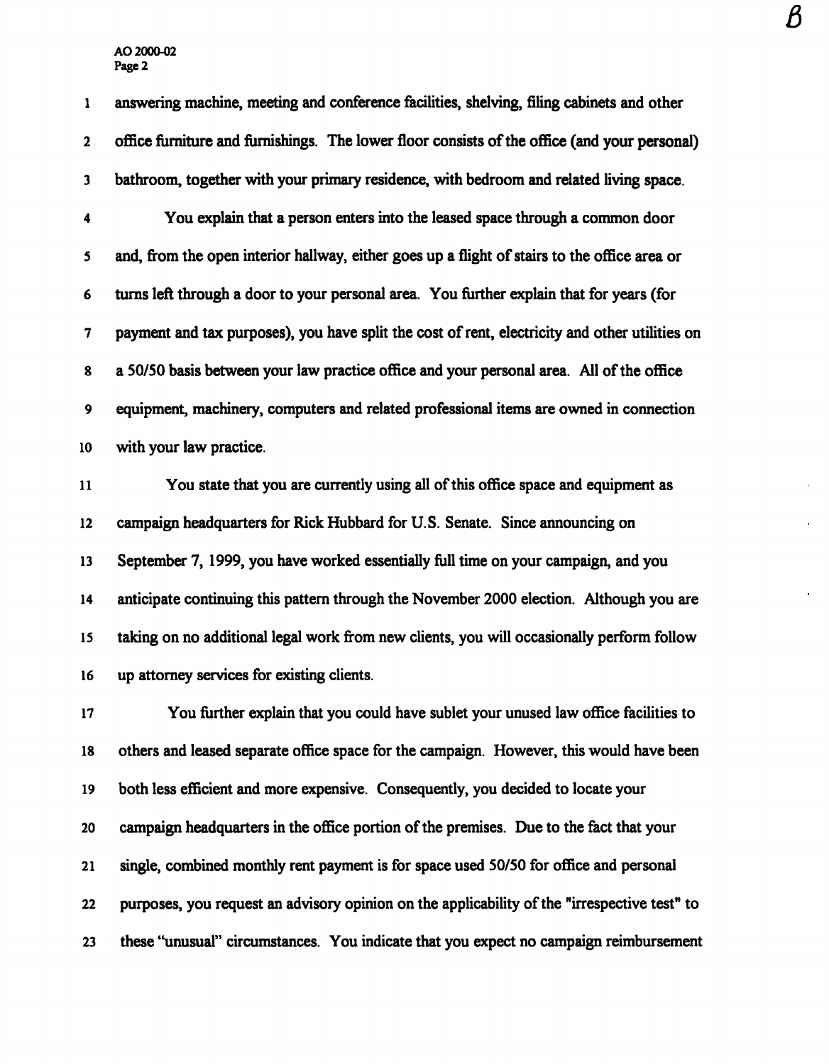answering machine, meeting and conference facilities, shelving, filing cabinets and other office furniture and furnishings. The lower floor consists of the office (and your personal) bathroom, together with your primary residence, with bedroom and related living space.

You explain that a person enters into the leased space through a common door and, from the open interior hallway, either goes up a flight of stairs to the office area or turns left through a door to your personal area. You further explain that for years (for payment and tax purposes), you have split the cost of rent, electricity and other utilities on a 50/50 basis between your law practice office and your personal area. All of the office equipment, machinery, computers and related professional items are owned in connection with your law practice.

You state that you are currently using all of this office space and equipment as campaign headquarters for Rick Hubbard for U.S. Senate. Since announcing on September 7, 1999, you have worked essentially full time on your campaign, and you anticipate continuing this pattern through the November 2000 election. Although you are taking on no additional legal work from new clients, you will occasionally perform follow up attorney services for existing clients.

You further explain that you could have sublet your unused law office facilities to others and leased separate office space for the campaign. However, this would have been both less efficient and more expensive. Consequently, you decided to locate your campaign headquarters in the office portion of the premises. Due to the fact that your single, combined monthly rent payment is for space used 50/50 for office and personal purposes, you request an advisory opinion on the applicability of the "irrespective test" to these "unusual" circumstances. You indicate that you expect no campaign reimbursement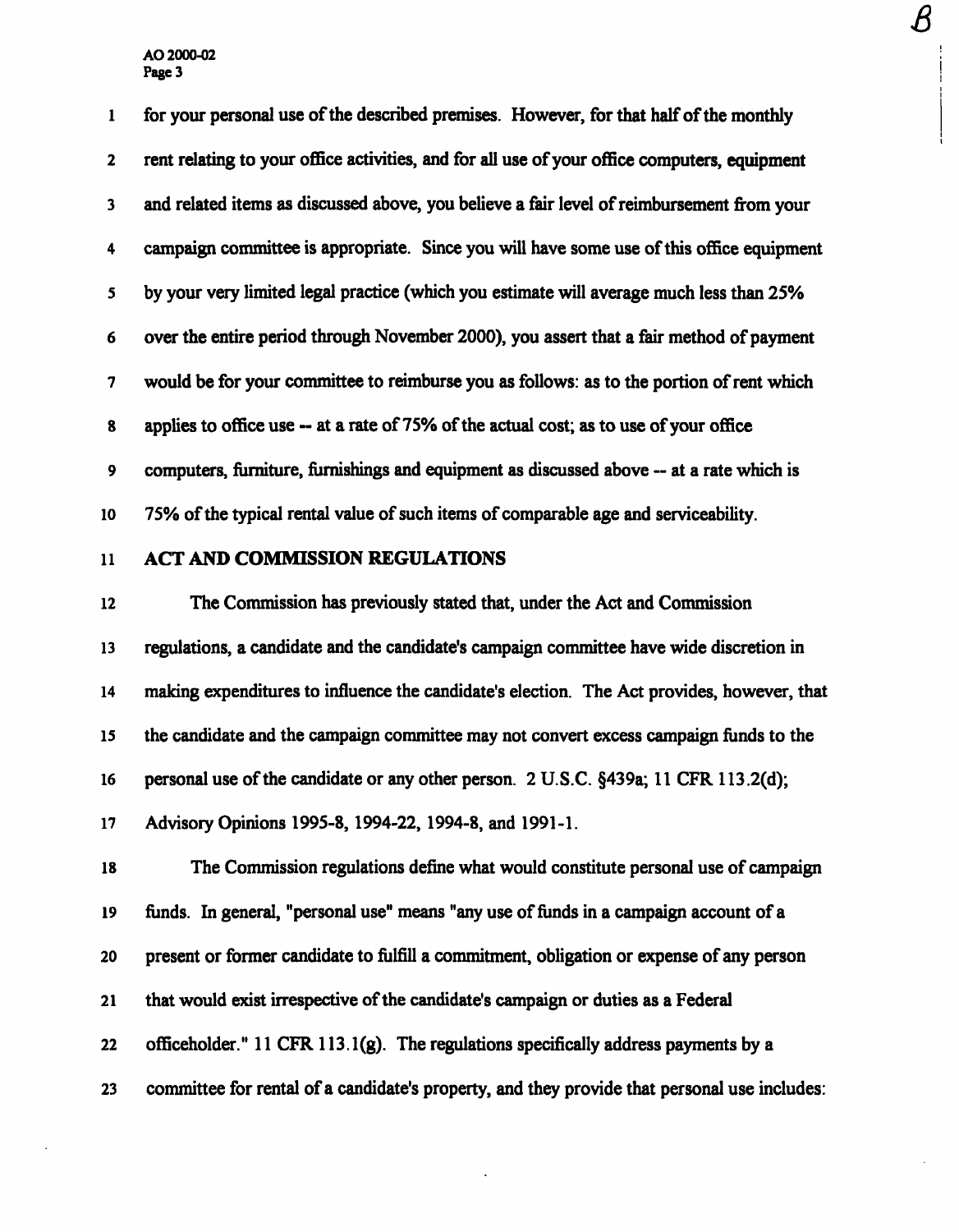for your personal use of the described premises. However, for that half of the monthly rent relating to your office activities, and for all use of your office computers, equipment and related items as discussed above, you believe a fair level of reimbursement from your campaign committee is appropriate. Since you will have some use of this office equipment by your very limited legal practice (which you estimate will average much less than 25% over the entire period through November 2000), you assert that a fair method of payment would be for your committee to reimburse you as follows: as to the portion of rent which applies to office use -- at a rate of 75% of the actual cost; as to use of your office computers, furniture, furnishings and equipment as discussed above -- at a rate which is 75% of the typical rental value of such items of comparable age and serviceability.

## ACT AND COMMISSION REGULATIONS

The Commission has previously stated that, under the Act and Commission regulations, a candidate and the candidate's campaign committee have wide discretion in making expenditures to influence the candidate's election. The Act provides, however, that the candidate and the campaign committee may not convert excess campaign funds to the personal use of the candidate or any other person. 2 U.S.C. §439a; 11 CFR 113.2(d); Advisory Opinions 1995-8, 1994-22, 1994-8, and 1991-1.

The Commission regulations define what would constitute personal use of campaign funds. In general, "personal use" means "any use of funds in a campaign account of a present or former candidate to fulfill a commitment, obligation or expense of any person that would exist irrespective of the candidate's campaign or duties as a Federal officeholder." 11 CFR 113.1(g). The regulations specifically address payments by a committee for rental of a candidate's property, and they provide that personal use includes: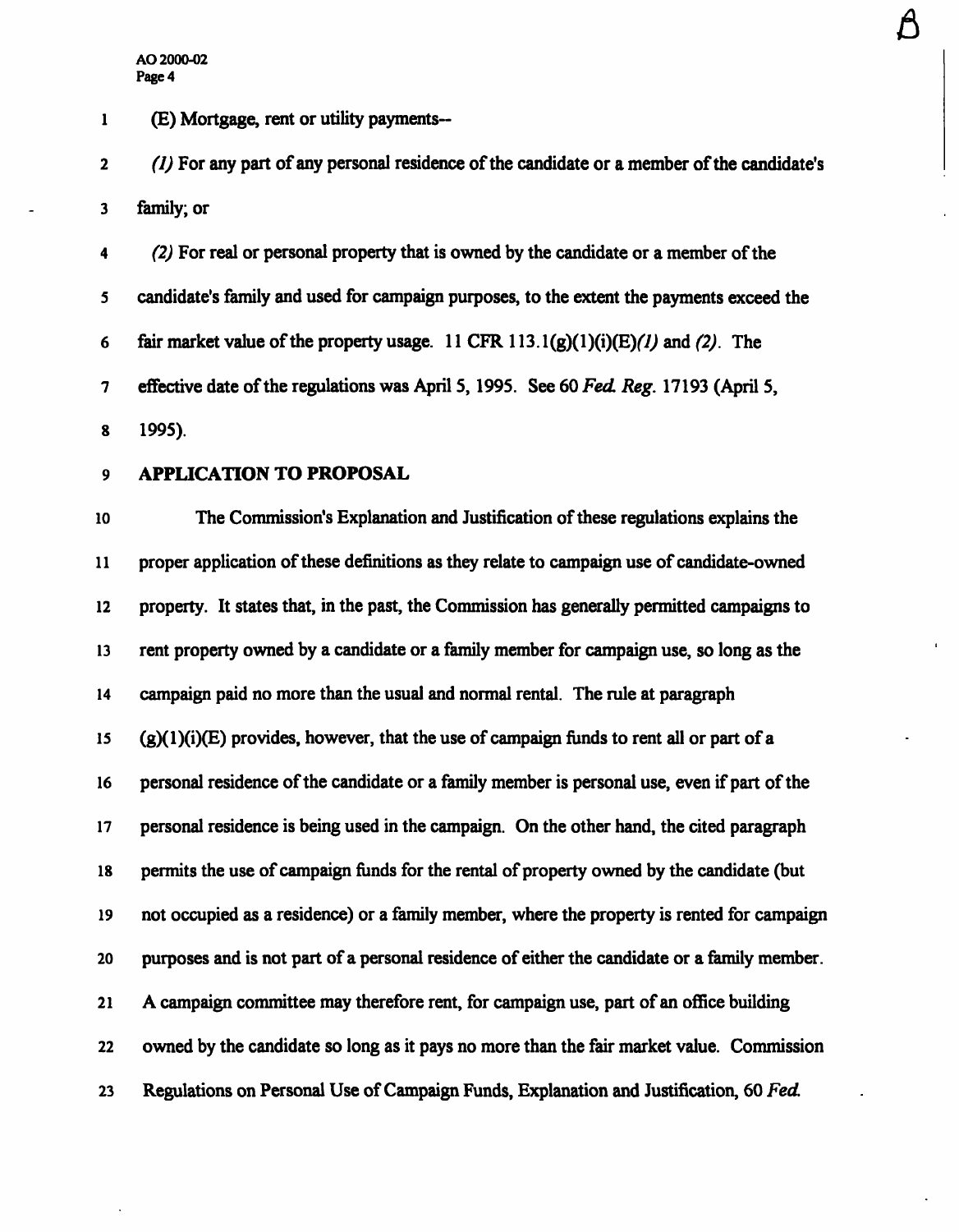(E) Mortgage, rent or utility payments--

*(1)* For any part of any personal residence of the candidate or a member of the candidate's family; or

*(2)* For real or personal property that is owned by the candidate or a member of the candidate's family and used for campaign purposes, to the extent the payments exceed the fair market value of the property usage. 11 CFR 113.1(g)(1)(i)(E)*(1)* and *(2)*. The effective date of the regulations was April 5, 1995. See 60 *Fed. Reg.* 17193 (April 5, 1995).

**APPLICATION TO PROPOSAL**

The Commission's Explanation and Justification of these regulations explains the proper application of these definitions as they relate to campaign use of candidate-owned property. It states that, in the past, the Commission has generally permitted campaigns to rent property owned by a candidate or a family member for campaign use, so long as the campaign paid no more than the usual and normal rental. The rule at paragraph (g)(1)(i)(E) provides, however, that the use of campaign funds to rent all or part of a personal residence of the candidate or a family member is personal use, even if part of the personal residence is being used in the campaign. On the other hand, the cited paragraph permits the use of campaign funds for the rental of property owned by the candidate (but not occupied as a residence) or a family member, where the property is rented for campaign purposes and is not part of a personal residence of either the candidate or a family member. A campaign committee may therefore rent, for campaign use, part of an office building owned by the candidate so long as it pays no more than the fair market value. Commission Regulations on Personal Use of Campaign Funds, Explanation and Justification, 60 *Fed.*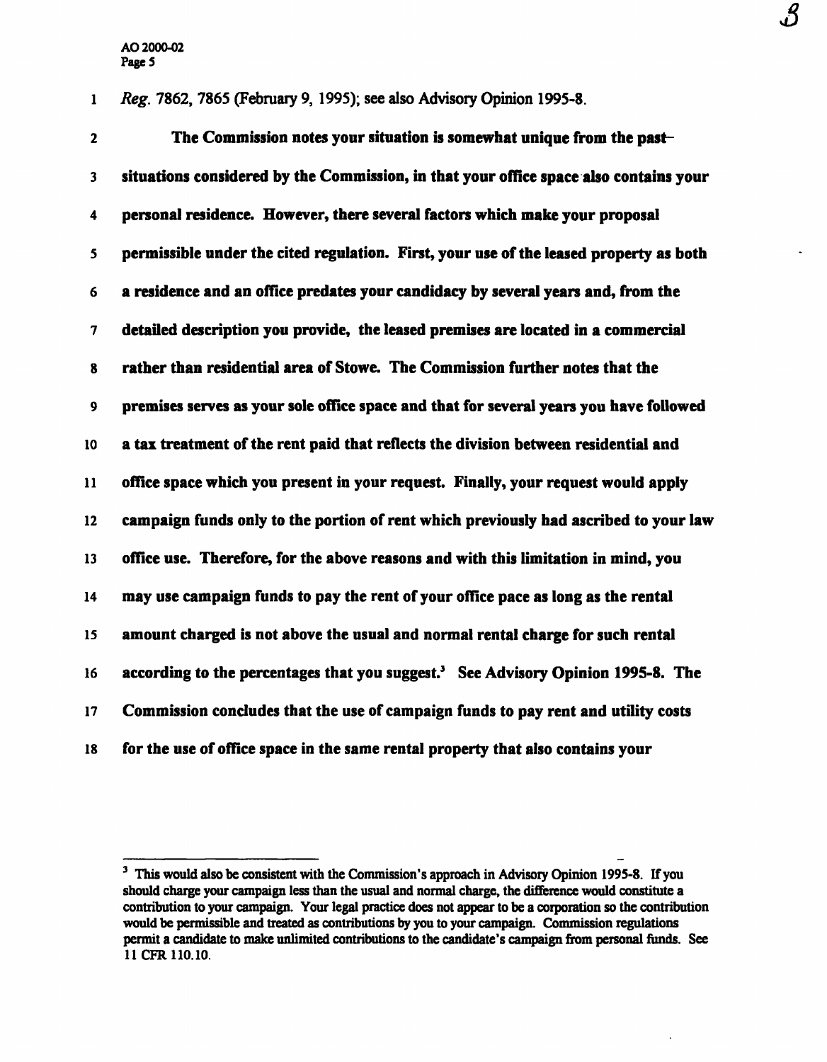*Reg.* 7862, 7865 (February 9, 1995); see also Advisory Opinion 1995-8.

**The Commission notes your situation is somewhat unique from the past–situations considered by the Commission, in that your office space also contains your personal residence. However, there several factors which make your proposal permissible under the cited regulation. First, your use of the leased property as both a residence and an office predates your candidacy by several years and, from the detailed description you provide, the leased premises are located in a commercial rather than residential area of Stowe. The Commission further notes that the premises serves as your sole office space and that for several years you have followed a tax treatment of the rent paid that reflects the division between residential and office space which you present in your request. Finally, your request would apply campaign funds only to the portion of rent which previously had ascribed to your law office use. Therefore, for the above reasons and with this limitation in mind, you may use campaign funds to pay the rent of your office pace as long as the rental amount charged is not above the usual and normal rental charge for such rental according to the percentages that you suggest.[3] See Advisory Opinion 1995-8. The Commission concludes that the use of campaign funds to pay rent and utility costs for the use of office space in the same rental property that also contains your**

---

[3] This would also be consistent with the Commission's approach in Advisory Opinion 1995-8. If you should charge your campaign less than the usual and normal charge, the difference would constitute a contribution to your campaign. Your legal practice does not appear to be a corporation so the contribution would be permissible and treated as contributions by you to your campaign. Commission regulations permit a candidate to make unlimited contributions to the candidate's campaign from personal funds. See 11 CFR 110.10.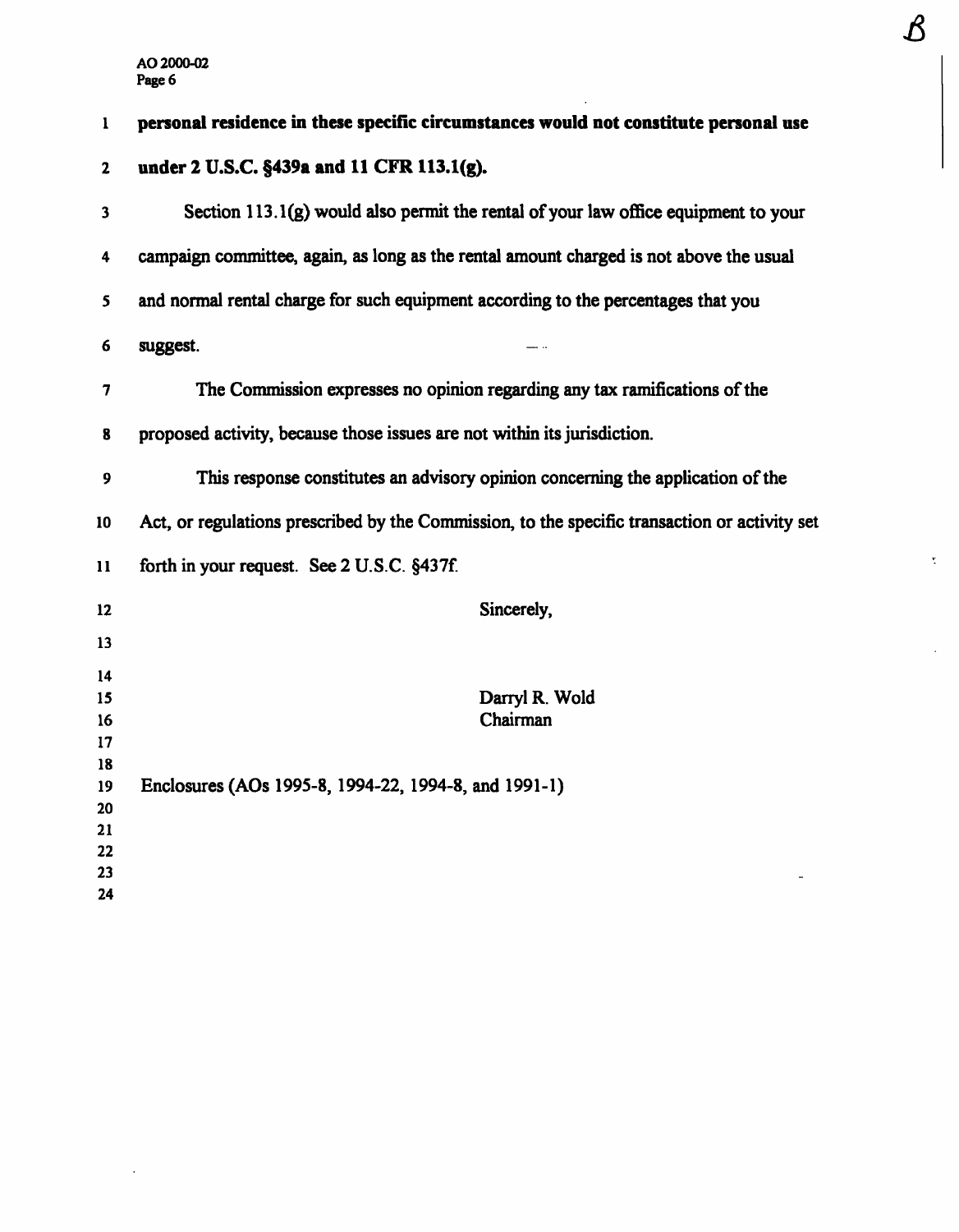**personal residence in these specific circumstances would not constitute personal use under 2 U.S.C. §439a and 11 CFR 113.1(g).**

Section 113.1(g) would also permit the rental of your law office equipment to your campaign committee, again, as long as the rental amount charged is not above the usual and normal rental charge for such equipment according to the percentages that you suggest.

The Commission expresses no opinion regarding any tax ramifications of the proposed activity, because those issues are not within its jurisdiction.

This response constitutes an advisory opinion concerning the application of the Act, or regulations prescribed by the Commission, to the specific transaction or activity set forth in your request. See 2 U.S.C. §437f.

Sincerely,

Darryl R. Wold
Chairman

Enclosures (AOs 1995-8, 1994-22, 1994-8, and 1991-1)